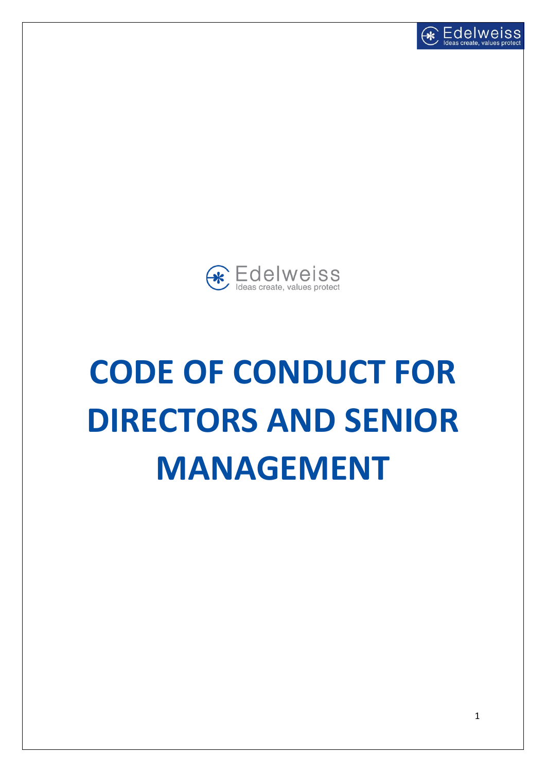Edelweiss
Ideas create, values protect

# CODE OF CONDUCT FOR DIRECTORS AND SENIOR MANAGEMENT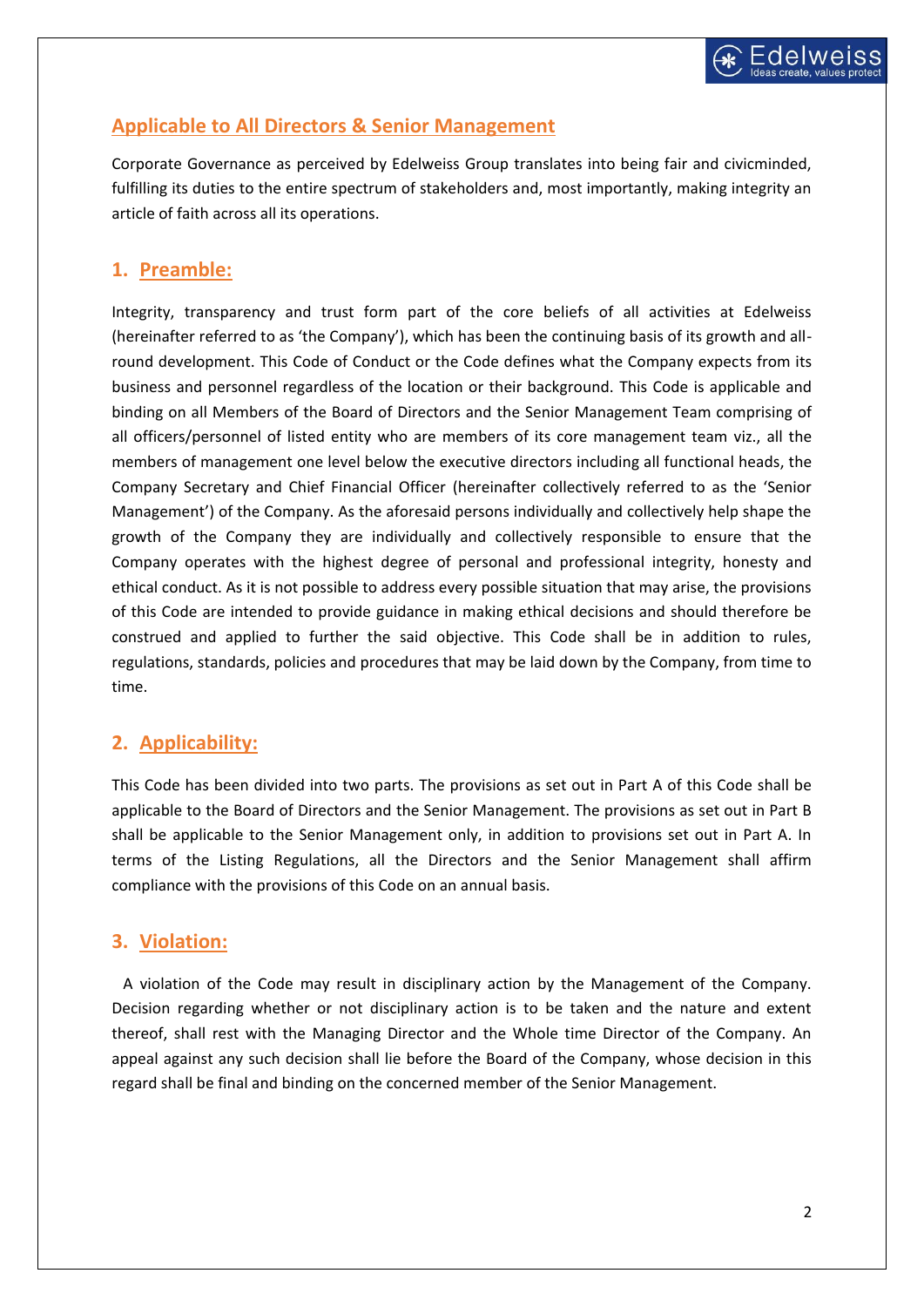## Applicable to All Directors & Senior Management

Corporate Governance as perceived by Edelweiss Group translates into being fair and civicminded, fulfilling its duties to the entire spectrum of stakeholders and, most importantly, making integrity an article of faith across all its operations.

## 1. Preamble:

Integrity, transparency and trust form part of the core beliefs of all activities at Edelweiss (hereinafter referred to as 'the Company'), which has been the continuing basis of its growth and all-round development. This Code of Conduct or the Code defines what the Company expects from its business and personnel regardless of the location or their background. This Code is applicable and binding on all Members of the Board of Directors and the Senior Management Team comprising of all officers/personnel of listed entity who are members of its core management team viz., all the members of management one level below the executive directors including all functional heads, the Company Secretary and Chief Financial Officer (hereinafter collectively referred to as the 'Senior Management') of the Company. As the aforesaid persons individually and collectively help shape the growth of the Company they are individually and collectively responsible to ensure that the Company operates with the highest degree of personal and professional integrity, honesty and ethical conduct. As it is not possible to address every possible situation that may arise, the provisions of this Code are intended to provide guidance in making ethical decisions and should therefore be construed and applied to further the said objective. This Code shall be in addition to rules, regulations, standards, policies and procedures that may be laid down by the Company, from time to time.

## 2. Applicability:

This Code has been divided into two parts. The provisions as set out in Part A of this Code shall be applicable to the Board of Directors and the Senior Management. The provisions as set out in Part B shall be applicable to the Senior Management only, in addition to provisions set out in Part A. In terms of the Listing Regulations, all the Directors and the Senior Management shall affirm compliance with the provisions of this Code on an annual basis.

## 3. Violation:

A violation of the Code may result in disciplinary action by the Management of the Company. Decision regarding whether or not disciplinary action is to be taken and the nature and extent thereof, shall rest with the Managing Director and the Whole time Director of the Company. An appeal against any such decision shall lie before the Board of the Company, whose decision in this regard shall be final and binding on the concerned member of the Senior Management.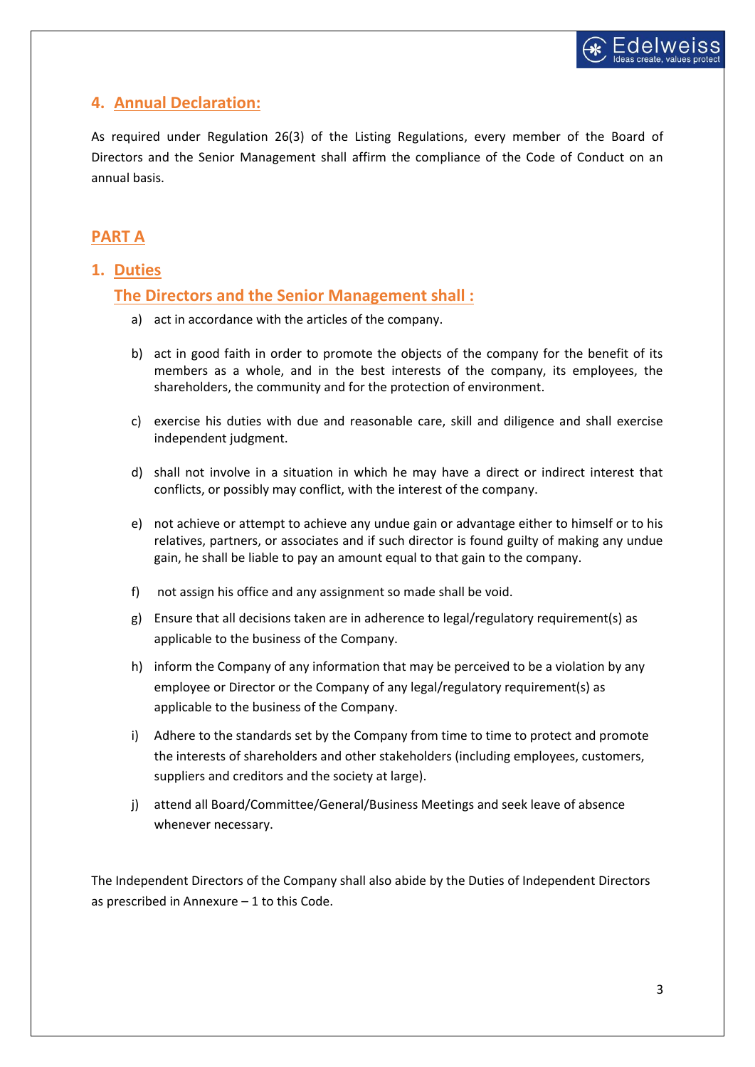## 4. Annual Declaration:

As required under Regulation 26(3) of the Listing Regulations, every member of the Board of Directors and the Senior Management shall affirm the compliance of the Code of Conduct on an annual basis.

## PART A

## 1. Duties

### The Directors and the Senior Management shall :

a) act in accordance with the articles of the company.

b) act in good faith in order to promote the objects of the company for the benefit of its members as a whole, and in the best interests of the company, its employees, the shareholders, the community and for the protection of environment.

c) exercise his duties with due and reasonable care, skill and diligence and shall exercise independent judgment.

d) shall not involve in a situation in which he may have a direct or indirect interest that conflicts, or possibly may conflict, with the interest of the company.

e) not achieve or attempt to achieve any undue gain or advantage either to himself or to his relatives, partners, or associates and if such director is found guilty of making any undue gain, he shall be liable to pay an amount equal to that gain to the company.

f) not assign his office and any assignment so made shall be void.

g) Ensure that all decisions taken are in adherence to legal/regulatory requirement(s) as applicable to the business of the Company.

h) inform the Company of any information that may be perceived to be a violation by any employee or Director or the Company of any legal/regulatory requirement(s) as applicable to the business of the Company.

i) Adhere to the standards set by the Company from time to time to protect and promote the interests of shareholders and other stakeholders (including employees, customers, suppliers and creditors and the society at large).

j) attend all Board/Committee/General/Business Meetings and seek leave of absence whenever necessary.

The Independent Directors of the Company shall also abide by the Duties of Independent Directors as prescribed in Annexure – 1 to this Code.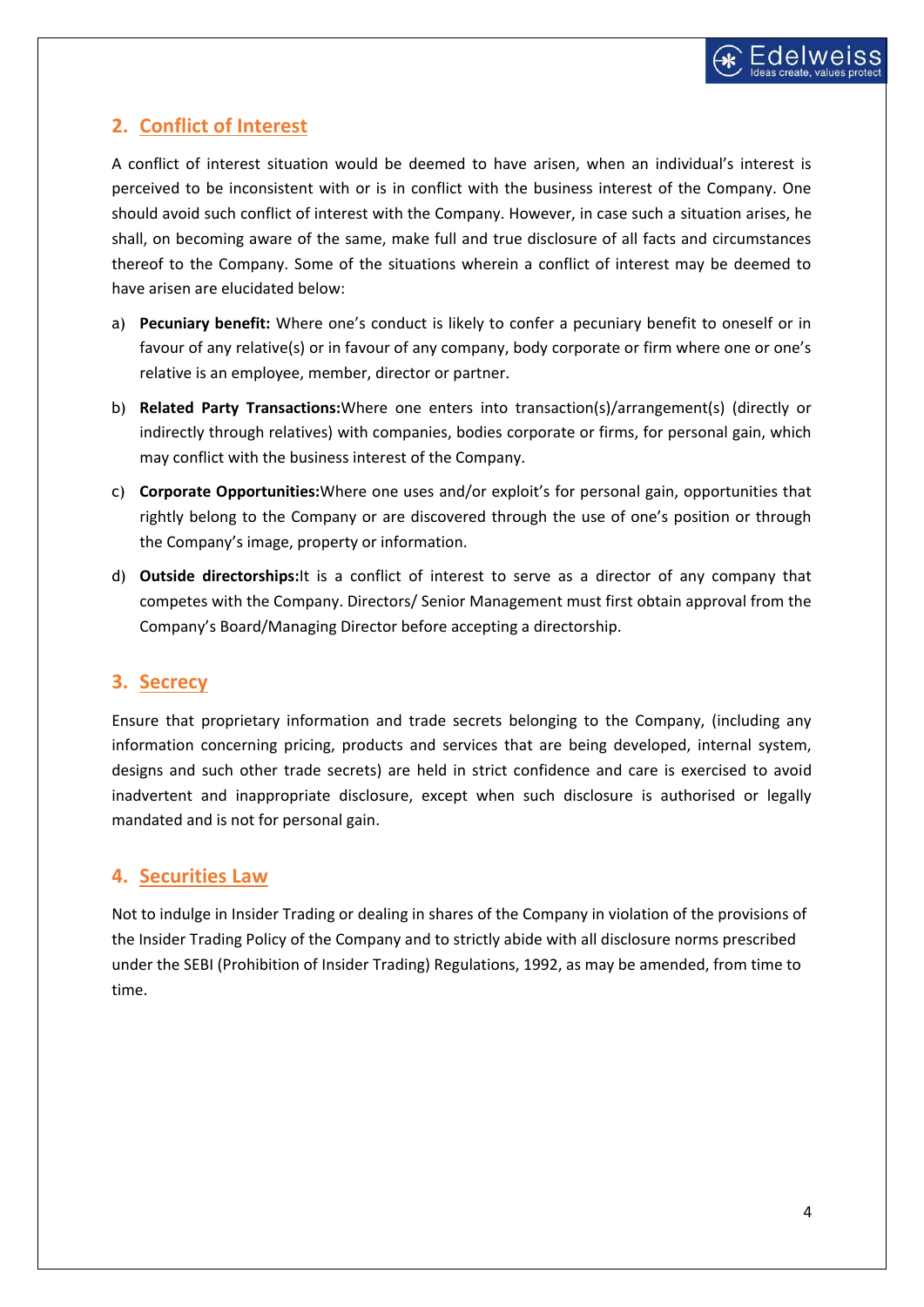## 2. Conflict of Interest

A conflict of interest situation would be deemed to have arisen, when an individual's interest is perceived to be inconsistent with or is in conflict with the business interest of the Company. One should avoid such conflict of interest with the Company. However, in case such a situation arises, he shall, on becoming aware of the same, make full and true disclosure of all facts and circumstances thereof to the Company. Some of the situations wherein a conflict of interest may be deemed to have arisen are elucidated below:

a) **Pecuniary benefit:** Where one's conduct is likely to confer a pecuniary benefit to oneself or in favour of any relative(s) or in favour of any company, body corporate or firm where one or one's relative is an employee, member, director or partner.

b) **Related Party Transactions:**Where one enters into transaction(s)/arrangement(s) (directly or indirectly through relatives) with companies, bodies corporate or firms, for personal gain, which may conflict with the business interest of the Company.

c) **Corporate Opportunities:**Where one uses and/or exploit's for personal gain, opportunities that rightly belong to the Company or are discovered through the use of one's position or through the Company's image, property or information.

d) **Outside directorships:**It is a conflict of interest to serve as a director of any company that competes with the Company. Directors/ Senior Management must first obtain approval from the Company's Board/Managing Director before accepting a directorship.

## 3. Secrecy

Ensure that proprietary information and trade secrets belonging to the Company, (including any information concerning pricing, products and services that are being developed, internal system, designs and such other trade secrets) are held in strict confidence and care is exercised to avoid inadvertent and inappropriate disclosure, except when such disclosure is authorised or legally mandated and is not for personal gain.

## 4. Securities Law

Not to indulge in Insider Trading or dealing in shares of the Company in violation of the provisions of the Insider Trading Policy of the Company and to strictly abide with all disclosure norms prescribed under the SEBI (Prohibition of Insider Trading) Regulations, 1992, as may be amended, from time to time.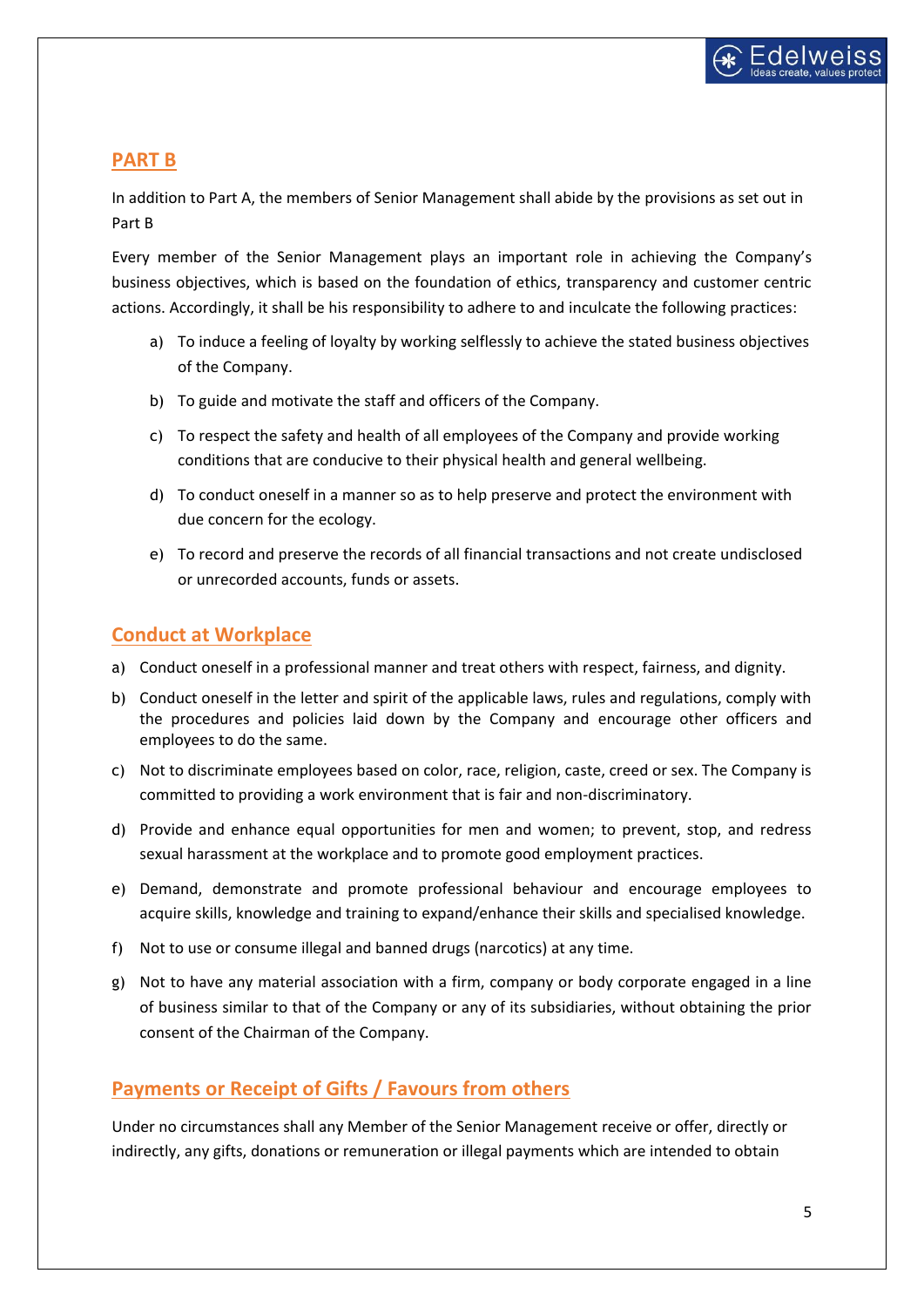## PART B

In addition to Part A, the members of Senior Management shall abide by the provisions as set out in Part B

Every member of the Senior Management plays an important role in achieving the Company's business objectives, which is based on the foundation of ethics, transparency and customer centric actions. Accordingly, it shall be his responsibility to adhere to and inculcate the following practices:

a) To induce a feeling of loyalty by working selflessly to achieve the stated business objectives of the Company.

b) To guide and motivate the staff and officers of the Company.

c) To respect the safety and health of all employees of the Company and provide working conditions that are conducive to their physical health and general wellbeing.

d) To conduct oneself in a manner so as to help preserve and protect the environment with due concern for the ecology.

e) To record and preserve the records of all financial transactions and not create undisclosed or unrecorded accounts, funds or assets.

## Conduct at Workplace

a) Conduct oneself in a professional manner and treat others with respect, fairness, and dignity.

b) Conduct oneself in the letter and spirit of the applicable laws, rules and regulations, comply with the procedures and policies laid down by the Company and encourage other officers and employees to do the same.

c) Not to discriminate employees based on color, race, religion, caste, creed or sex. The Company is committed to providing a work environment that is fair and non-discriminatory.

d) Provide and enhance equal opportunities for men and women; to prevent, stop, and redress sexual harassment at the workplace and to promote good employment practices.

e) Demand, demonstrate and promote professional behaviour and encourage employees to acquire skills, knowledge and training to expand/enhance their skills and specialised knowledge.

f) Not to use or consume illegal and banned drugs (narcotics) at any time.

g) Not to have any material association with a firm, company or body corporate engaged in a line of business similar to that of the Company or any of its subsidiaries, without obtaining the prior consent of the Chairman of the Company.

## Payments or Receipt of Gifts / Favours from others

Under no circumstances shall any Member of the Senior Management receive or offer, directly or indirectly, any gifts, donations or remuneration or illegal payments which are intended to obtain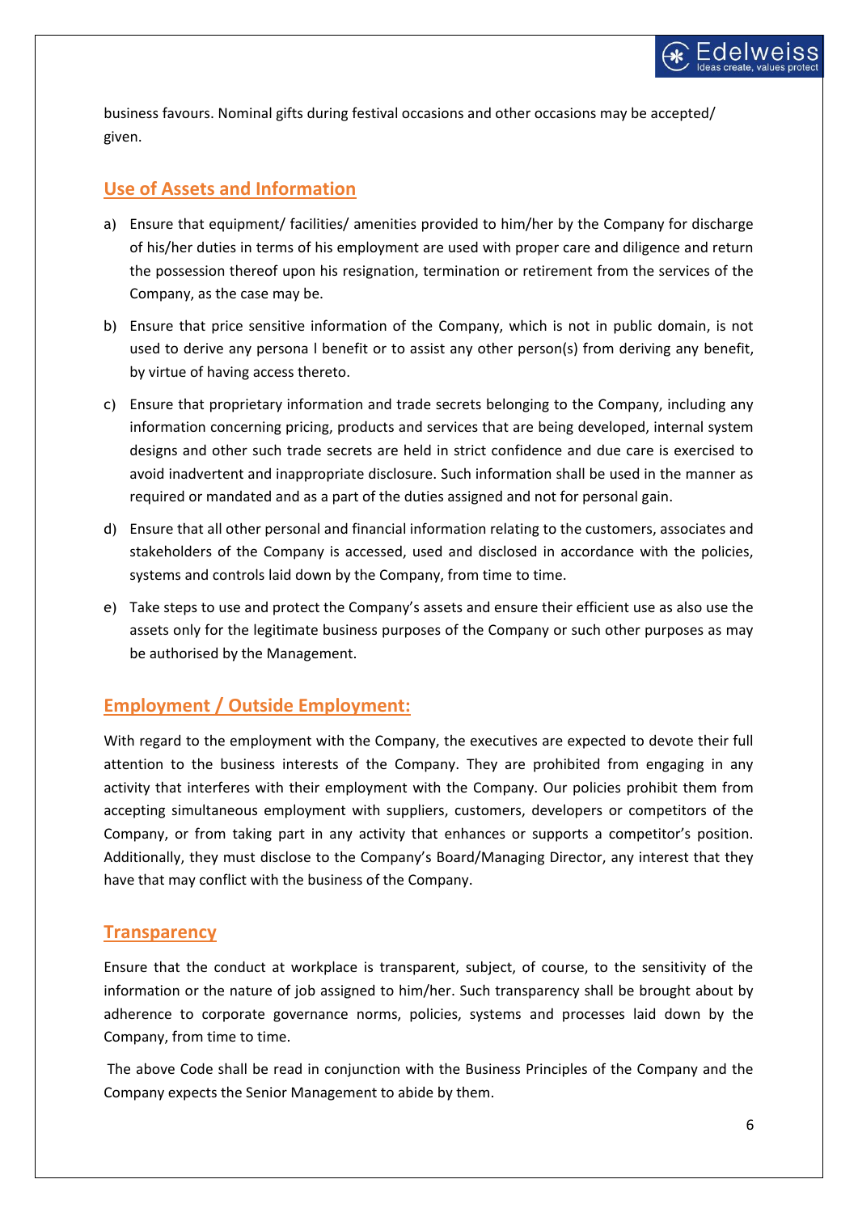business favours. Nominal gifts during festival occasions and other occasions may be accepted/ given.

## Use of Assets and Information

a) Ensure that equipment/ facilities/ amenities provided to him/her by the Company for discharge of his/her duties in terms of his employment are used with proper care and diligence and return the possession thereof upon his resignation, termination or retirement from the services of the Company, as the case may be.

b) Ensure that price sensitive information of the Company, which is not in public domain, is not used to derive any persona l benefit or to assist any other person(s) from deriving any benefit, by virtue of having access thereto.

c) Ensure that proprietary information and trade secrets belonging to the Company, including any information concerning pricing, products and services that are being developed, internal system designs and other such trade secrets are held in strict confidence and due care is exercised to avoid inadvertent and inappropriate disclosure. Such information shall be used in the manner as required or mandated and as a part of the duties assigned and not for personal gain.

d) Ensure that all other personal and financial information relating to the customers, associates and stakeholders of the Company is accessed, used and disclosed in accordance with the policies, systems and controls laid down by the Company, from time to time.

e) Take steps to use and protect the Company's assets and ensure their efficient use as also use the assets only for the legitimate business purposes of the Company or such other purposes as may be authorised by the Management.

## Employment / Outside Employment:

With regard to the employment with the Company, the executives are expected to devote their full attention to the business interests of the Company. They are prohibited from engaging in any activity that interferes with their employment with the Company. Our policies prohibit them from accepting simultaneous employment with suppliers, customers, developers or competitors of the Company, or from taking part in any activity that enhances or supports a competitor's position. Additionally, they must disclose to the Company's Board/Managing Director, any interest that they have that may conflict with the business of the Company.

## Transparency

Ensure that the conduct at workplace is transparent, subject, of course, to the sensitivity of the information or the nature of job assigned to him/her. Such transparency shall be brought about by adherence to corporate governance norms, policies, systems and processes laid down by the Company, from time to time.

The above Code shall be read in conjunction with the Business Principles of the Company and the Company expects the Senior Management to abide by them.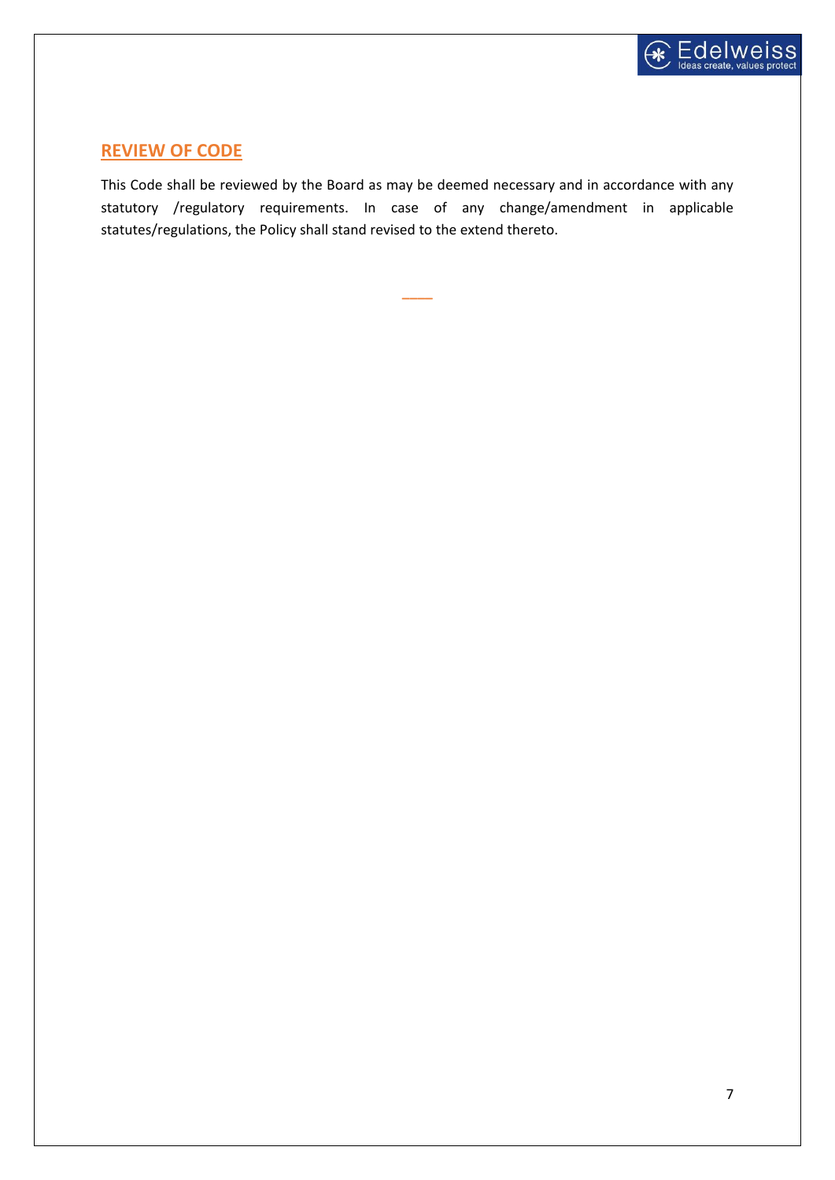## REVIEW OF CODE

This Code shall be reviewed by the Board as may be deemed necessary and in accordance with any statutory /regulatory requirements. In case of any change/amendment in applicable statutes/regulations, the Policy shall stand revised to the extend thereto.

\_\_\_\_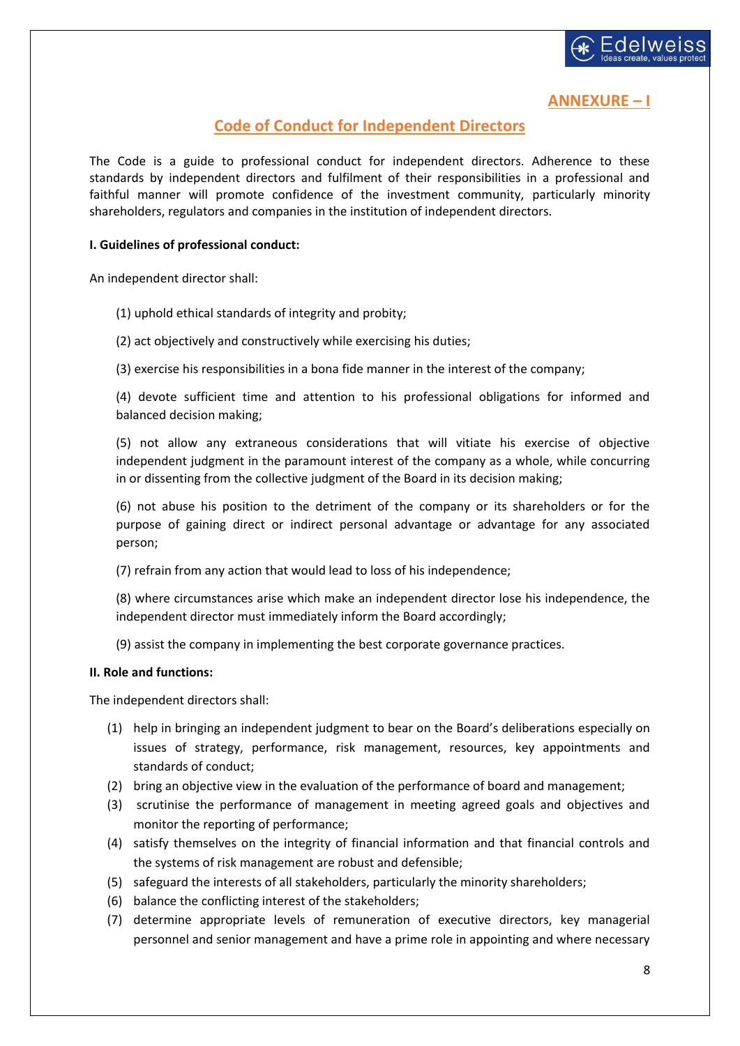## ANNEXURE – I

## Code of Conduct for Independent Directors

The Code is a guide to professional conduct for independent directors. Adherence to these standards by independent directors and fulfilment of their responsibilities in a professional and faithful manner will promote confidence of the investment community, particularly minority shareholders, regulators and companies in the institution of independent directors.

**I. Guidelines of professional conduct:**

An independent director shall:

(1) uphold ethical standards of integrity and probity;

(2) act objectively and constructively while exercising his duties;

(3) exercise his responsibilities in a bona fide manner in the interest of the company;

(4) devote sufficient time and attention to his professional obligations for informed and balanced decision making;

(5) not allow any extraneous considerations that will vitiate his exercise of objective independent judgment in the paramount interest of the company as a whole, while concurring in or dissenting from the collective judgment of the Board in its decision making;

(6) not abuse his position to the detriment of the company or its shareholders or for the purpose of gaining direct or indirect personal advantage or advantage for any associated person;

(7) refrain from any action that would lead to loss of his independence;

(8) where circumstances arise which make an independent director lose his independence, the independent director must immediately inform the Board accordingly;

(9) assist the company in implementing the best corporate governance practices.

**II. Role and functions:**

The independent directors shall:

(1) help in bringing an independent judgment to bear on the Board's deliberations especially on issues of strategy, performance, risk management, resources, key appointments and standards of conduct;
(2) bring an objective view in the evaluation of the performance of board and management;
(3) scrutinise the performance of management in meeting agreed goals and objectives and monitor the reporting of performance;
(4) satisfy themselves on the integrity of financial information and that financial controls and the systems of risk management are robust and defensible;
(5) safeguard the interests of all stakeholders, particularly the minority shareholders;
(6) balance the conflicting interest of the stakeholders;
(7) determine appropriate levels of remuneration of executive directors, key managerial personnel and senior management and have a prime role in appointing and where necessary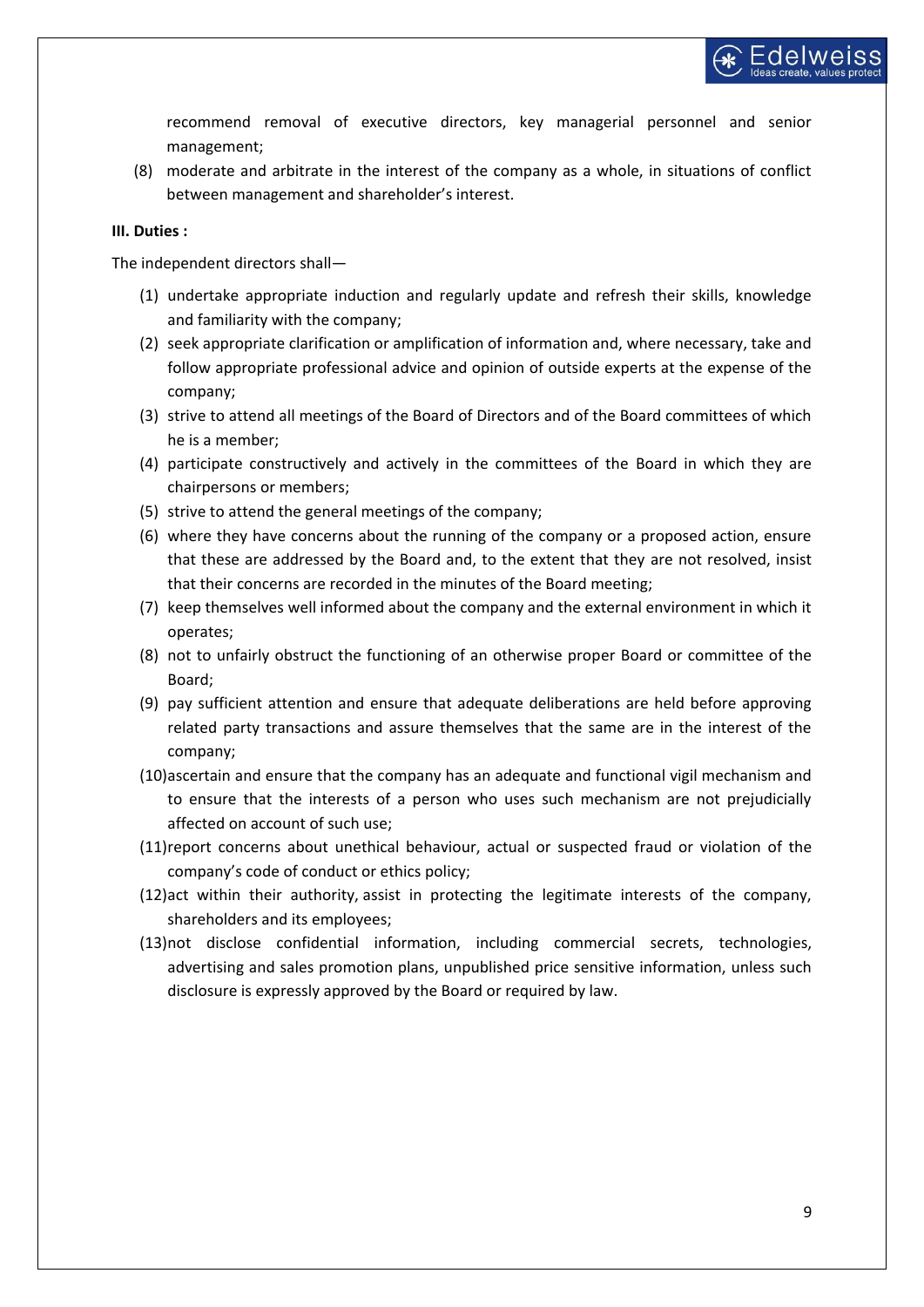recommend removal of executive directors, key managerial personnel and senior management;

(8) moderate and arbitrate in the interest of the company as a whole, in situations of conflict between management and shareholder's interest.

**III. Duties :**

The independent directors shall—

(1) undertake appropriate induction and regularly update and refresh their skills, knowledge and familiarity with the company;

(2) seek appropriate clarification or amplification of information and, where necessary, take and follow appropriate professional advice and opinion of outside experts at the expense of the company;

(3) strive to attend all meetings of the Board of Directors and of the Board committees of which he is a member;

(4) participate constructively and actively in the committees of the Board in which they are chairpersons or members;

(5) strive to attend the general meetings of the company;

(6) where they have concerns about the running of the company or a proposed action, ensure that these are addressed by the Board and, to the extent that they are not resolved, insist that their concerns are recorded in the minutes of the Board meeting;

(7) keep themselves well informed about the company and the external environment in which it operates;

(8) not to unfairly obstruct the functioning of an otherwise proper Board or committee of the Board;

(9) pay sufficient attention and ensure that adequate deliberations are held before approving related party transactions and assure themselves that the same are in the interest of the company;

(10) ascertain and ensure that the company has an adequate and functional vigil mechanism and to ensure that the interests of a person who uses such mechanism are not prejudicially affected on account of such use;

(11) report concerns about unethical behaviour, actual or suspected fraud or violation of the company's code of conduct or ethics policy;

(12) act within their authority, assist in protecting the legitimate interests of the company, shareholders and its employees;

(13) not disclose confidential information, including commercial secrets, technologies, advertising and sales promotion plans, unpublished price sensitive information, unless such disclosure is expressly approved by the Board or required by law.